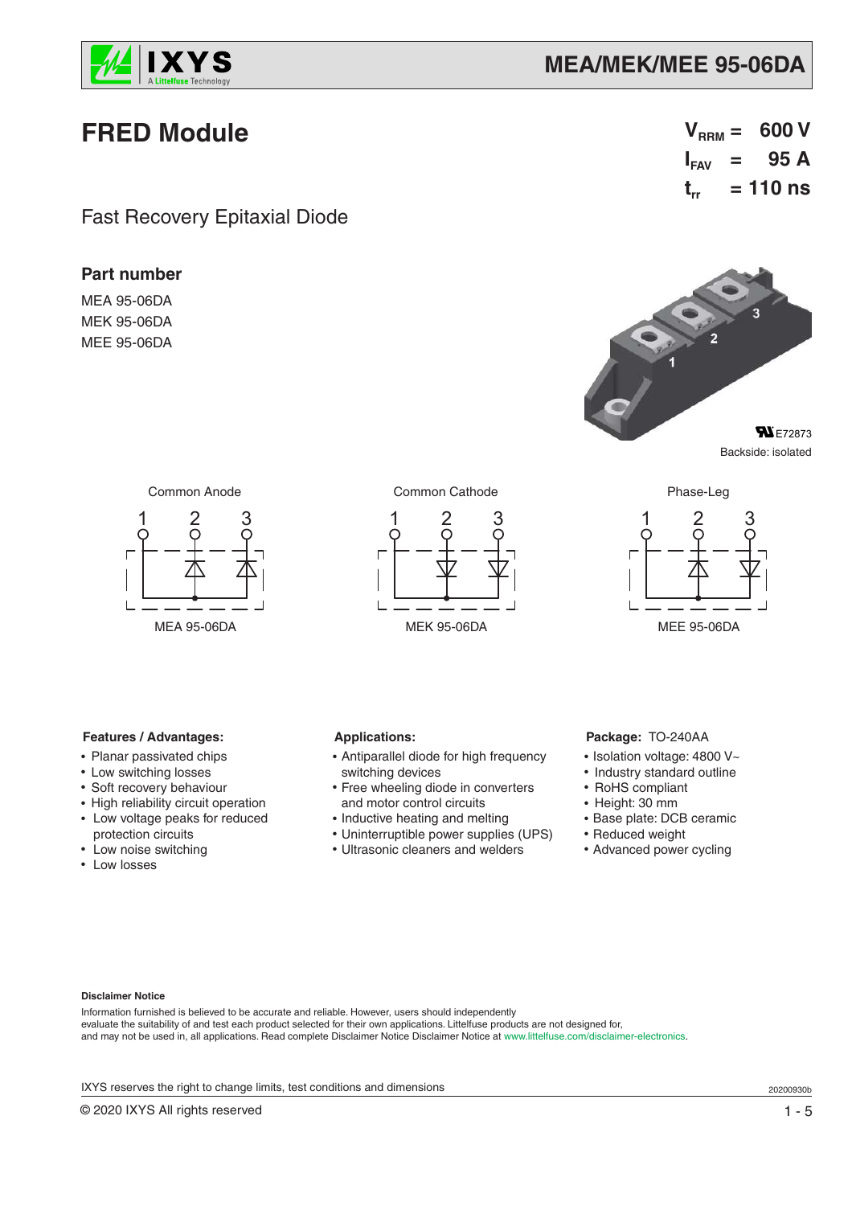# FRED Module

$V_{RRM}$ = 600 V
$I_{FAV}$ = 95 A
$t_{rr}$ = 110 ns

Fast Recovery Epitaxial Diode

## Part number

MEA 95-06DA
MEK 95-06DA
MEE 95-06DA

E72873
Backside: isolated

Common Anode — MEA 95-06DA

Common Cathode — MEK 95-06DA

Phase-Leg — MEE 95-06DA

### Features / Advantages:

- Planar passivated chips
- Low switching losses
- Soft recovery behaviour
- High reliability circuit operation
- Low voltage peaks for reduced protection circuits
- Low noise switching
- Low losses

### Applications:

- Antiparallel diode for high frequency switching devices
- Free wheeling diode in converters and motor control circuits
- Inductive heating and melting
- Uninterruptible power supplies (UPS)
- Ultrasonic cleaners and welders

### Package: TO-240AA

- Isolation voltage: 4800 V~
- Industry standard outline
- RoHS compliant
- Height: 30 mm
- Base plate: DCB ceramic
- Reduced weight
- Advanced power cycling

**Disclaimer Notice**

Information furnished is believed to be accurate and reliable. However, users should independently evaluate the suitability of and test each product selected for their own applications. Littelfuse products are not designed for, and may not be used in, all applications. Read complete Disclaimer Notice Disclaimer Notice at www.littelfuse.com/disclaimer-electronics.

IXYS reserves the right to change limits, test conditions and dimensions

20200930b

© 2020 IXYS All rights reserved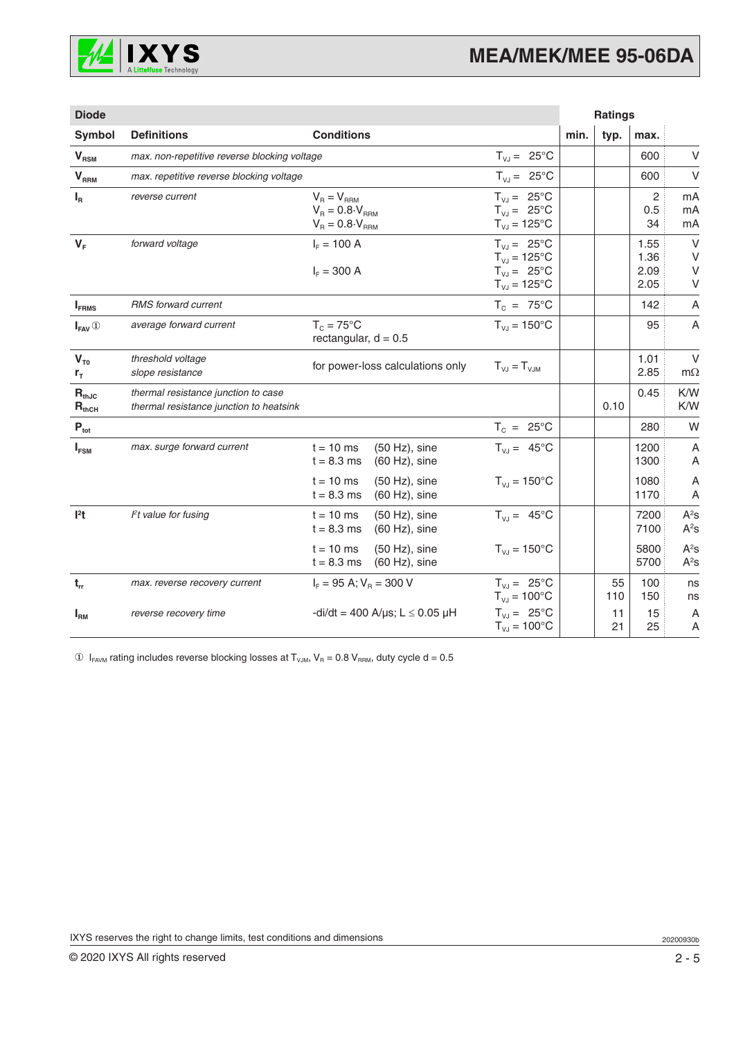## Diode

| Symbol | Definitions | Conditions | | min. | typ. | max. | |
|---|---|---|---|---|---|---|---|
| $V_{RSM}$ | *max. non-repetitive reverse blocking voltage* | | $T_{VJ}$ = 25°C | | | 600 | V |
| $V_{RRM}$ | *max. repetitive reverse blocking voltage* | | $T_{VJ}$ = 25°C | | | 600 | V |
| $I_R$ | *reverse current* | $V_R = V_{RRM}$<br>$V_R = 0.8 \cdot V_{RRM}$<br>$V_R = 0.8 \cdot V_{RRM}$ | $T_{VJ}$ = 25°C<br>$T_{VJ}$ = 25°C<br>$T_{VJ}$ = 125°C | | | 2<br>0.5<br>34 | mA<br>mA<br>mA |
| $V_F$ | *forward voltage* | $I_F$ = 100 A<br><br>$I_F$ = 300 A | $T_{VJ}$ = 25°C<br>$T_{VJ}$ = 125°C<br>$T_{VJ}$ = 25°C<br>$T_{VJ}$ = 125°C | | | 1.55<br>1.36<br>2.09<br>2.05 | V<br>V<br>V<br>V |
| $I_{FRMS}$ | *RMS forward current* | | $T_C$ = 75°C | | | 142 | A |
| $I_{FAV}$ ① | *average forward current* | $T_C$ = 75°C<br>rectangular, d = 0.5 | $T_{VJ}$ = 150°C | | | 95 | A |
| $V_{T0}$<br>$r_T$ | *threshold voltage*<br>*slope resistance* | for power-loss calculations only | $T_{VJ} = T_{VJM}$ | | | 1.01<br>2.85 | V<br>mΩ |
| $R_{thJC}$<br>$R_{thCH}$ | *thermal resistance junction to case*<br>*thermal resistance junction to heatsink* | | | | <br>0.10 | 0.45 | K/W<br>K/W |
| $P_{tot}$ | | | $T_C$ = 25°C | | | 280 | W |
| $I_{FSM}$ | *max. surge forward current* | t = 10 ms (50 Hz), sine<br>t = 8.3 ms (60 Hz), sine<br>t = 10 ms (50 Hz), sine<br>t = 8.3 ms (60 Hz), sine | $T_{VJ}$ = 45°C<br><br>$T_{VJ}$ = 150°C | | | 1200<br>1300<br>1080<br>1170 | A<br>A<br>A<br>A |
| $I^2t$ | *$I^2t$ value for fusing* | t = 10 ms (50 Hz), sine<br>t = 8.3 ms (60 Hz), sine<br>t = 10 ms (50 Hz), sine<br>t = 8.3 ms (60 Hz), sine | $T_{VJ}$ = 45°C<br><br>$T_{VJ}$ = 150°C | | | 7200<br>7100<br>5800<br>5700 | $A^2s$<br>$A^2s$<br>$A^2s$<br>$A^2s$ |
| $t_{rr}$ | *max. reverse recovery current* | $I_F$ = 95 A; $V_R$ = 300 V | $T_{VJ}$ = 25°C<br>$T_{VJ}$ = 100°C | | 55<br>110 | 100<br>150 | ns<br>ns |
| $I_{RM}$ | *reverse recovery time* | -di/dt = 400 A/μs; L ≤ 0.05 μH | $T_{VJ}$ = 25°C<br>$T_{VJ}$ = 100°C | | 11<br>21 | 15<br>25 | A<br>A |

① $I_{FAVM}$ rating includes reverse blocking losses at $T_{VJM}$, $V_R$ = 0.8 $V_{RRM}$, duty cycle d = 0.5

IXYS reserves the right to change limits, test conditions and dimensions

20200930b

© 2020 IXYS All rights reserved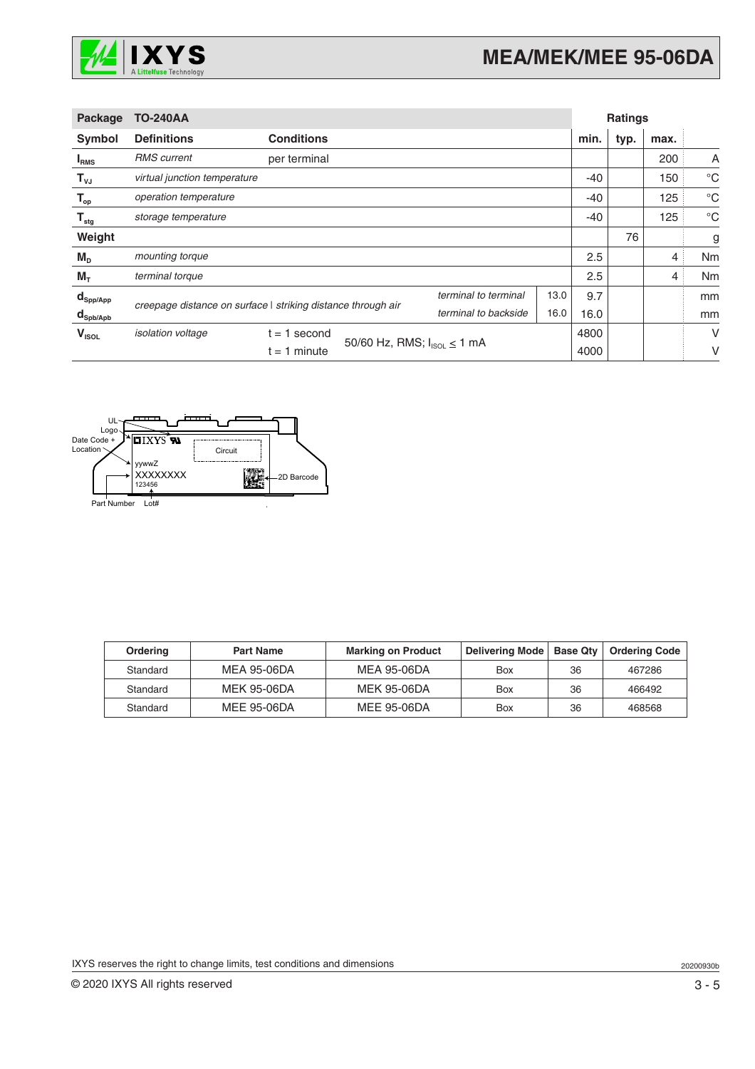| Package | TO-240AA | | | | Ratings | | | |
|---|---|---|---|---|---|---|---|---|
| **Symbol** | **Definitions** | **Conditions** | | | **min.** | **typ.** | **max.** | |
| $I_{RMS}$ | *RMS current* | per terminal | | | | | 200 | A |
| $T_{VJ}$ | *virtual junction temperature* | | | | -40 | | 150 | °C |
| $T_{op}$ | *operation temperature* | | | | -40 | | 125 | °C |
| $T_{stg}$ | *storage temperature* | | | | -40 | | 125 | °C |
| **Weight** | | | | | | 76 | | g |
| $M_D$ | *mounting torque* | | | | 2.5 | | 4 | Nm |
| $M_T$ | *terminal torque* | | | | 2.5 | | 4 | Nm |
| $d_{Spp/App}$ | *creepage distance on surface* \| *striking distance through air* | | *terminal to terminal* | 13.0 | 9.7 | | | mm |
| $d_{Spb/Apb}$ | | | *terminal to backside* | 16.0 | 16.0 | | | mm |
| $V_{ISOL}$ | *isolation voltage* | t = 1 second | 50/60 Hz, RMS; $I_{ISOL} \leq 1$ mA | | 4800 | | | V |
| | | t = 1 minute | | | 4000 | | | V |

UL Logo, Date Code + Location, Circuit, yywwZ, XXXXXXX, 123456, 2D Barcode, Part Number, Lot#

| Ordering | Part Name | Marking on Product | Delivering Mode | Base Qty | Ordering Code |
|---|---|---|---|---|---|
| Standard | MEA 95-06DA | MEA 95-06DA | Box | 36 | 467286 |
| Standard | MEK 95-06DA | MEK 95-06DA | Box | 36 | 466492 |
| Standard | MEE 95-06DA | MEE 95-06DA | Box | 36 | 468568 |

IXYS reserves the right to change limits, test conditions and dimensions

20200930b

© 2020 IXYS All rights reserved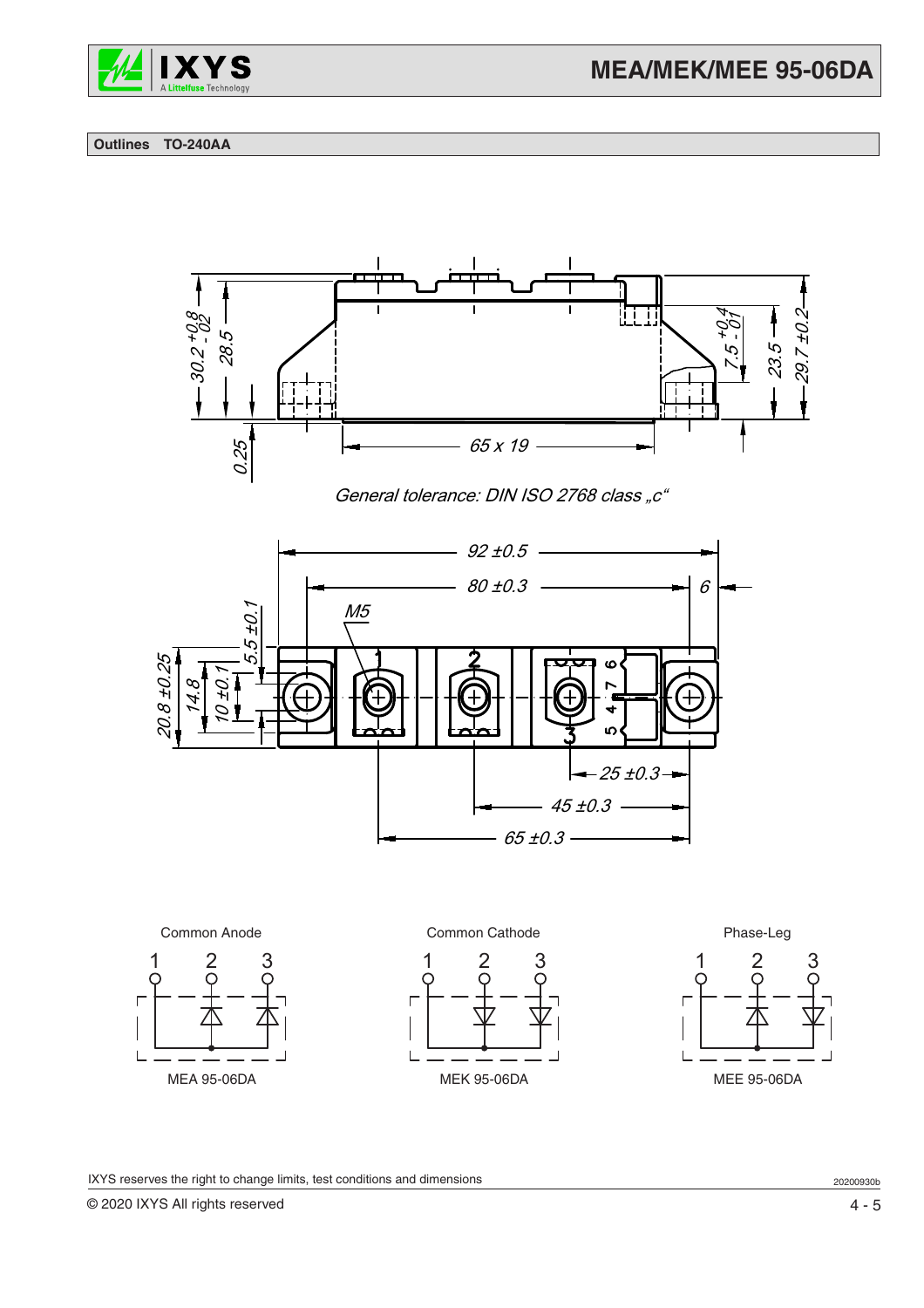## Outlines TO-240AA

General tolerance: DIN ISO 2768 class „c“

Common Anode

MEA 95-06DA

Common Cathode

MEK 95-06DA

Phase-Leg

MEE 95-06DA

IXYS reserves the right to change limits, test conditions and dimensions

© 2020 IXYS All rights reserved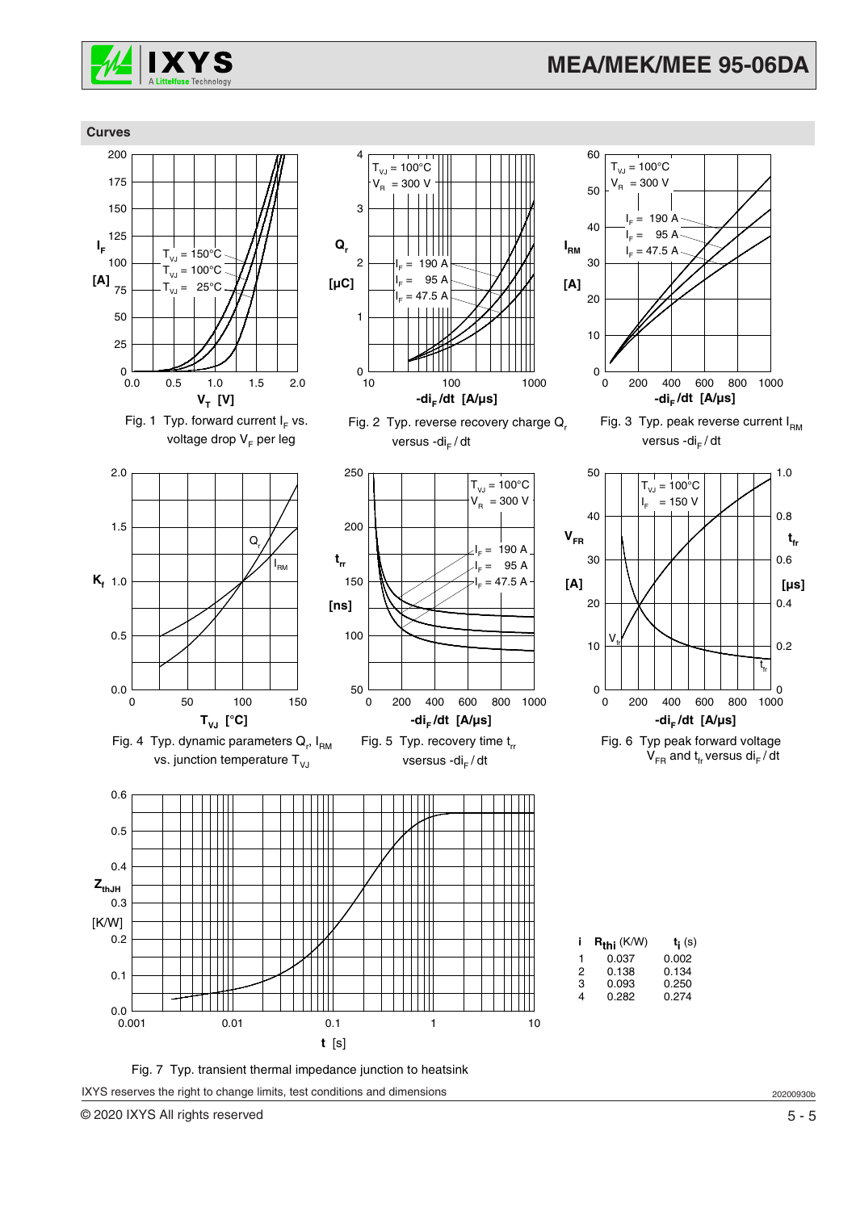## Curves

200
175
150
125
$I_F$
100
[A]
75
50
25
0

$T_{VJ}$ = 150°C
$T_{VJ}$ = 100°C
$T_{VJ}$ = 25°C

0.0 0.5 1.0 1.5 2.0
$V_T$ [V]

Fig. 1 Typ. forward current $I_F$ vs. voltage drop $V_F$ per leg

4
3
$Q_r$
2
[µC]
1
0

$T_{VJ}$ = 100°C
$V_R$ = 300 V

$I_F$ = 190 A
$I_F$ = 95 A
$I_F$ = 47.5 A

10 100 1000
$-di_F/dt$ [A/µs]

Fig. 2 Typ. reverse recovery charge $Q_r$ versus $-di_F/dt$

60
50
40
$I_{RM}$
30
[A]
20
10
0

$T_{VJ}$ = 100°C
$V_R$ = 300 V

$I_F$ = 190 A
$I_F$ = 95 A
$I_F$ = 47.5 A

0 200 400 600 800 1000
$-di_F/dt$ [A/µs]

Fig. 3 Typ. peak reverse current $I_{RM}$ versus $-di_F/dt$

2.0
1.5
$K_f$ 1.0
0.5
0.0

$Q_r$
$I_{RM}$

0 50 100 150
$T_{VJ}$ [°C]

Fig. 4 Typ. dynamic parameters $Q_r$, $I_{RM}$ vs. junction temperature $T_{VJ}$

250
200
$t_{rr}$
150
[ns]
100
50

$T_{VJ}$ = 100°C
$V_R$ = 300 V

$I_F$ = 190 A
$I_F$ = 95 A
$I_F$ = 47.5 A

0 200 400 600 800 1000
$-di_F/dt$ [A/µs]

Fig. 5 Typ. recovery time $t_{rr}$ vsersus $-di_F/dt$

50
40
$V_{FR}$
30
[A]
20
10
0

$T_{VJ}$ = 100°C
$I_F$ = 150 V

$V_{fr}$
$t_{fr}$

1.0
0.8
$t_{fr}$
0.6
[µs]
0.4
0.2
0

0 200 400 600 800 1000
$-di_F/dt$ [A/µs]

Fig. 6 Typ peak forward voltage $V_{FR}$ and $t_{fr}$ versus $di_F/dt$

0.6
0.5
0.4
$Z_{thJH}$
0.3
[K/W]
0.2
0.1
0.0

0.001 0.01 0.1 1 10
t [s]

Fig. 7 Typ. transient thermal impedance junction to heatsink

| i | $R_{thi}$ (K/W) | $t_i$ (s) |
|---|---|---|
| 1 | 0.037 | 0.002 |
| 2 | 0.138 | 0.134 |
| 3 | 0.093 | 0.250 |
| 4 | 0.282 | 0.274 |

IXYS reserves the right to change limits, test conditions and dimensions

20200930b

© 2020 IXYS All rights reserved